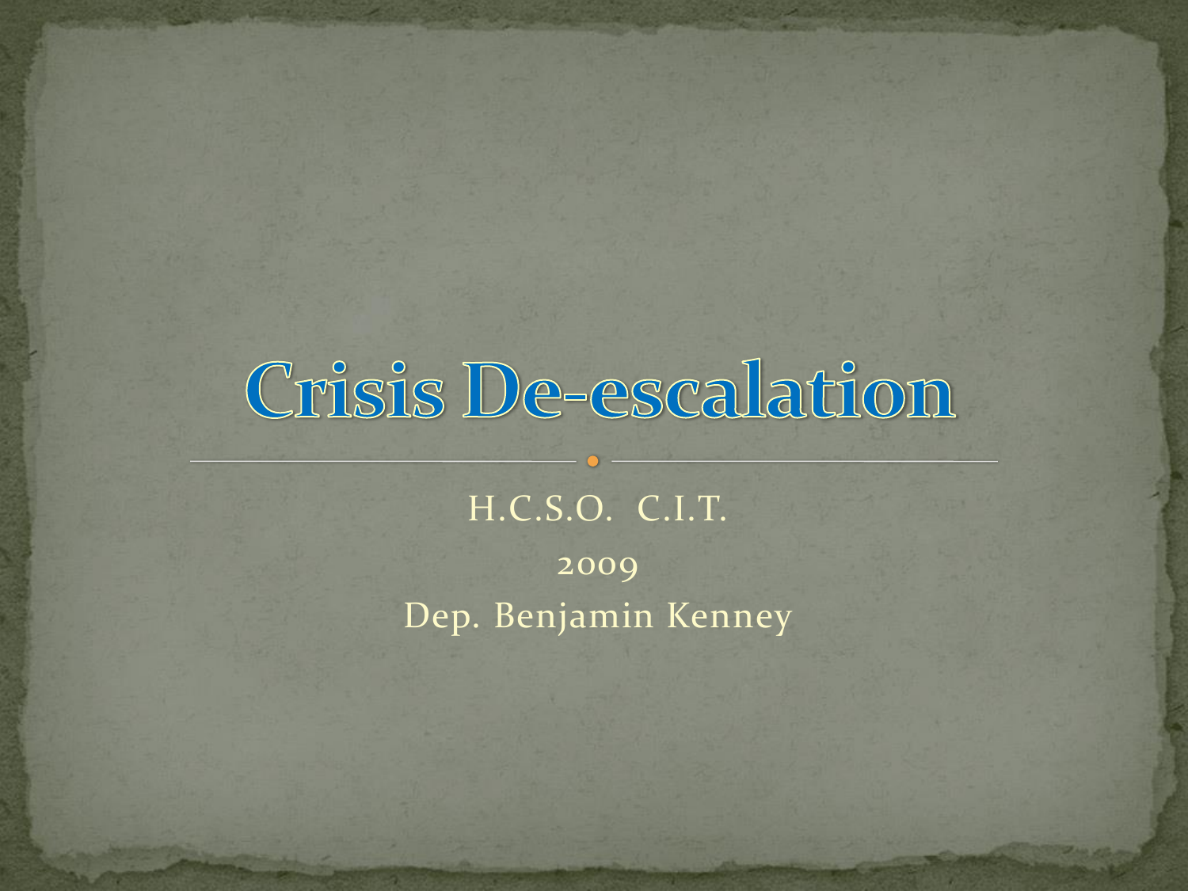# Crisis De-escalation

H.C.S.O. C.I.T.

2009

Dep. Benjamin Kenney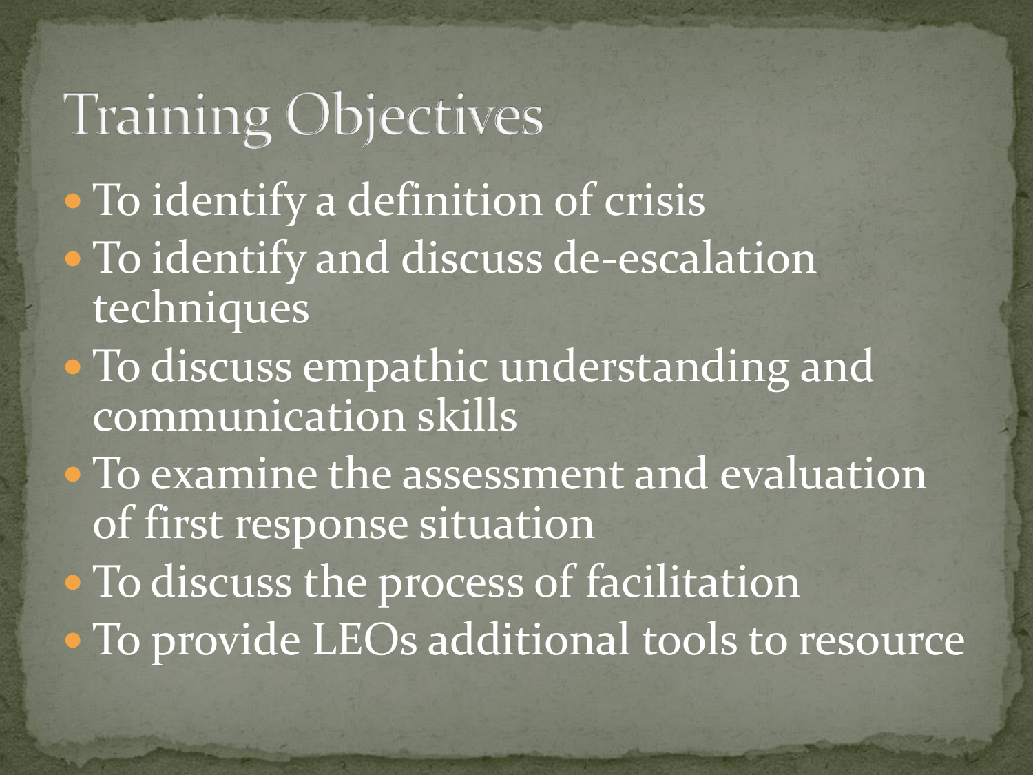# Training Objectives

- To identify a definition of crisis
- To identify and discuss de-escalation techniques
- To discuss empathic understanding and communication skills
- To examine the assessment and evaluation of first response situation
- To discuss the process of facilitation
- To provide LEOs additional tools to resource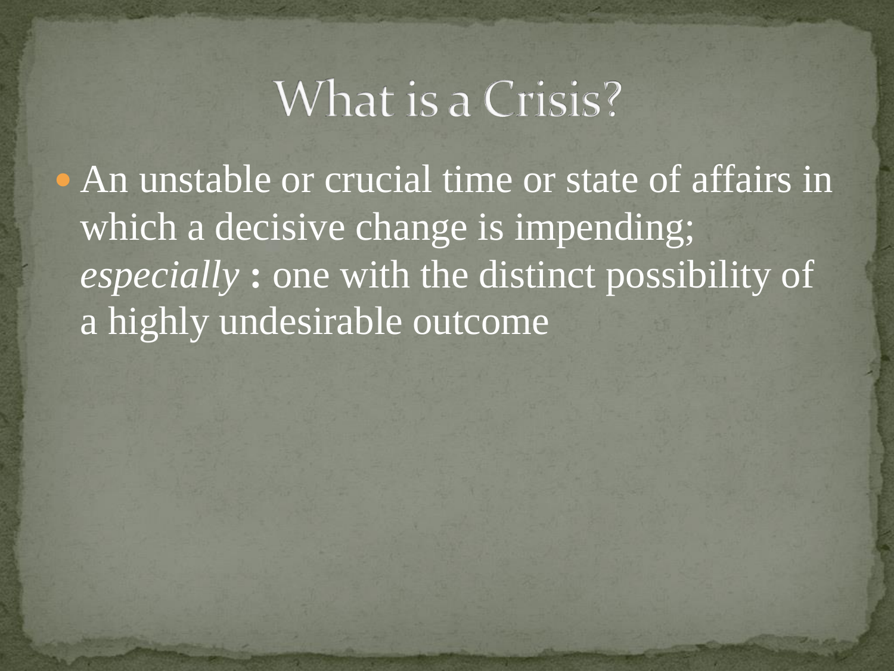# What is a Crisis?

- An unstable or crucial time or state of affairs in which a decisive change is impending; *especially* **:** one with the distinct possibility of a highly undesirable outcome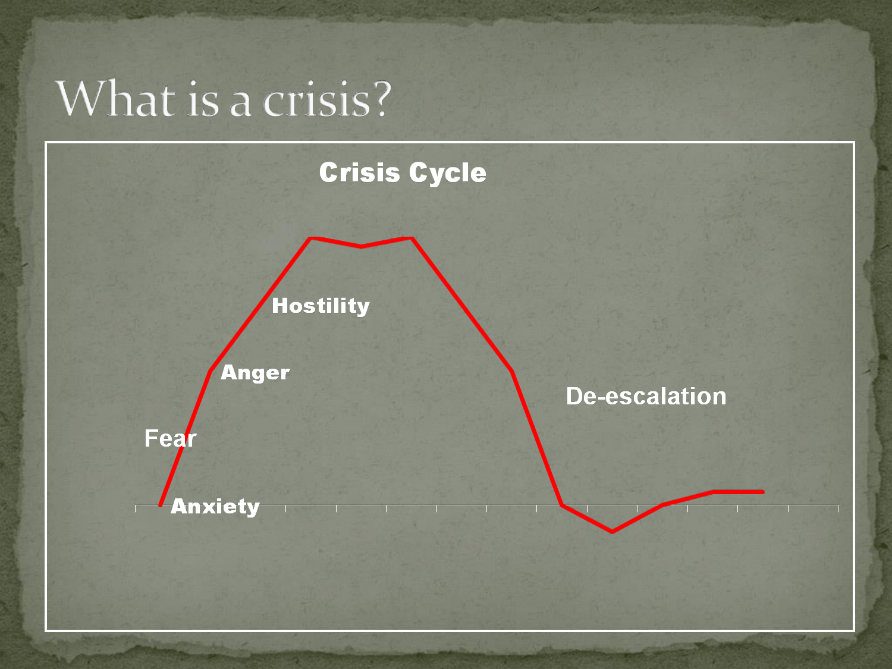# What is a crisis?

**Crisis Cycle**

**Hostility**

**Anger**

Fear

**Anxiety**

De-escalation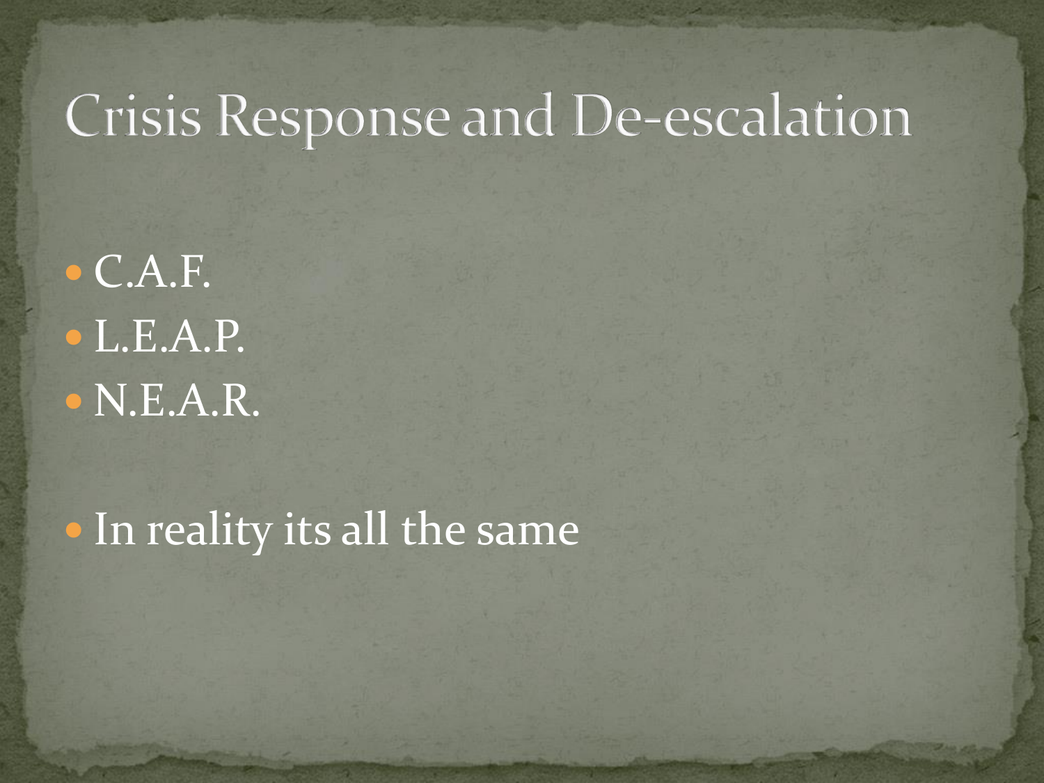# Crisis Response and De-escalation

- C.A.F.
- L.E.A.P.
- N.E.A.R.

- In reality its all the same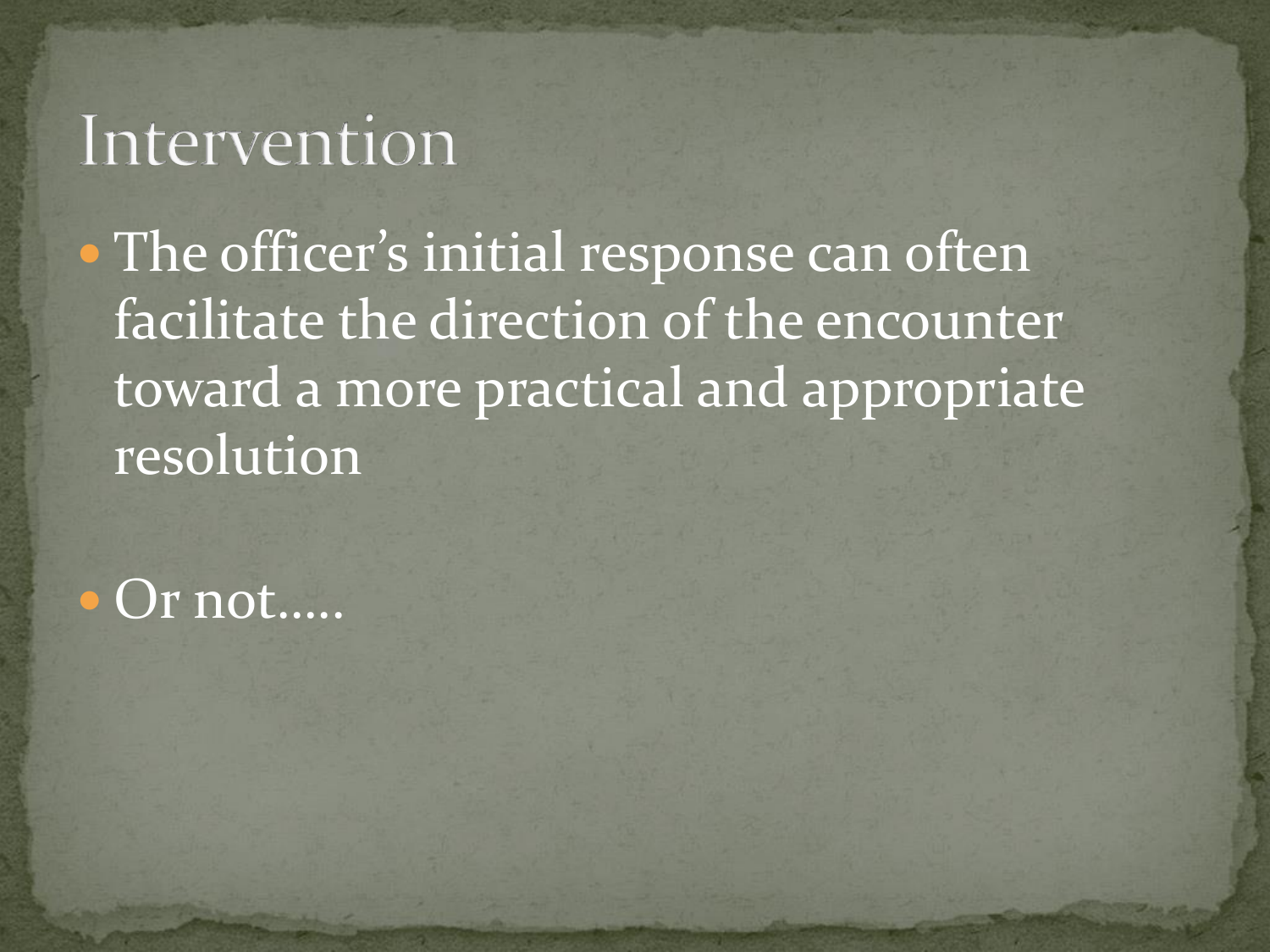# Intervention

- The officer's initial response can often facilitate the direction of the encounter toward a more practical and appropriate resolution
- Or not.....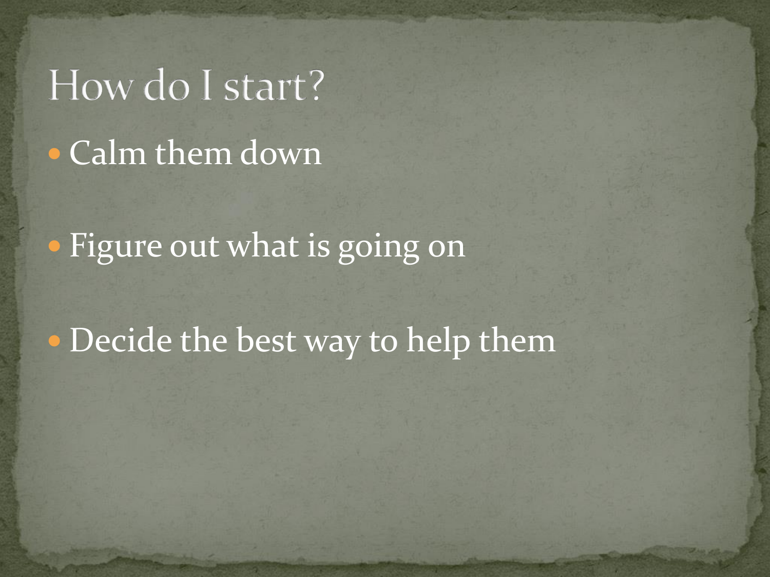# How do I start?

- Calm them down
- Figure out what is going on
- Decide the best way to help them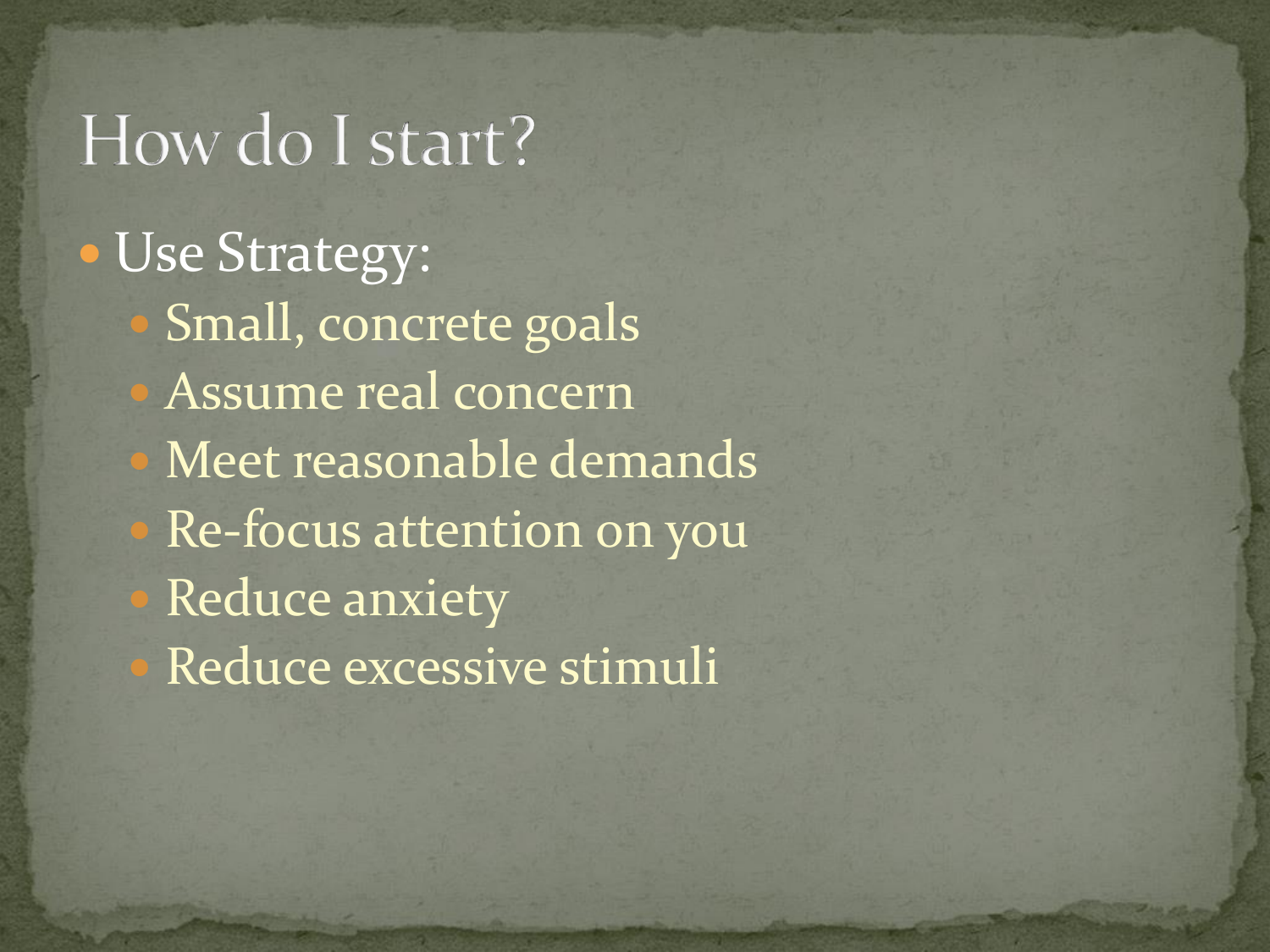# How do I start?

- Use Strategy:
  - Small, concrete goals
  - Assume real concern
  - Meet reasonable demands
  - Re-focus attention on you
  - Reduce anxiety
  - Reduce excessive stimuli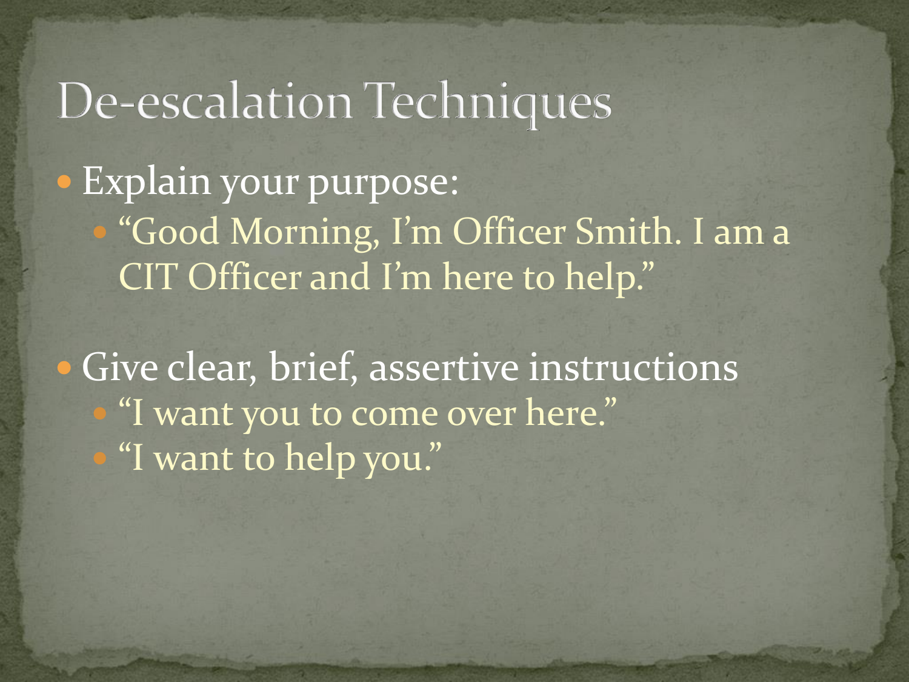# De-escalation Techniques

- Explain your purpose:
  - "Good Morning, I'm Officer Smith. I am a CIT Officer and I'm here to help."
- Give clear, brief, assertive instructions
  - "I want you to come over here."
  - "I want to help you."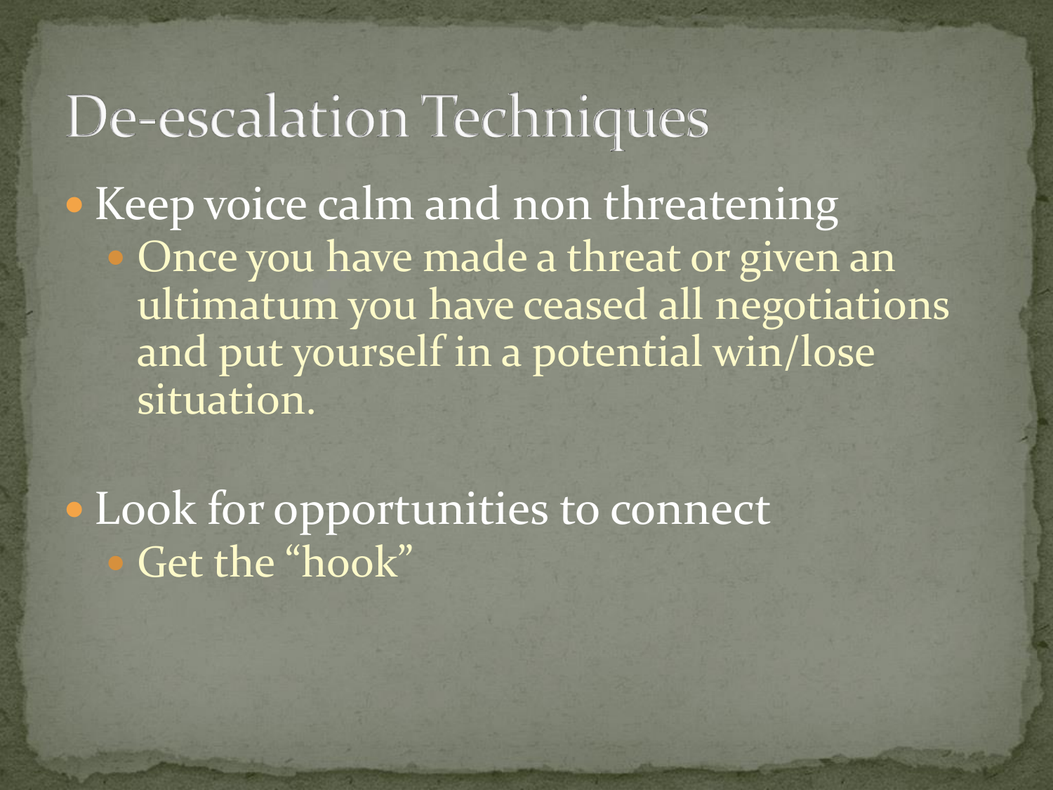# De-escalation Techniques

- Keep voice calm and non threatening
  - Once you have made a threat or given an ultimatum you have ceased all negotiations and put yourself in a potential win/lose situation.

- Look for opportunities to connect
  - Get the “hook”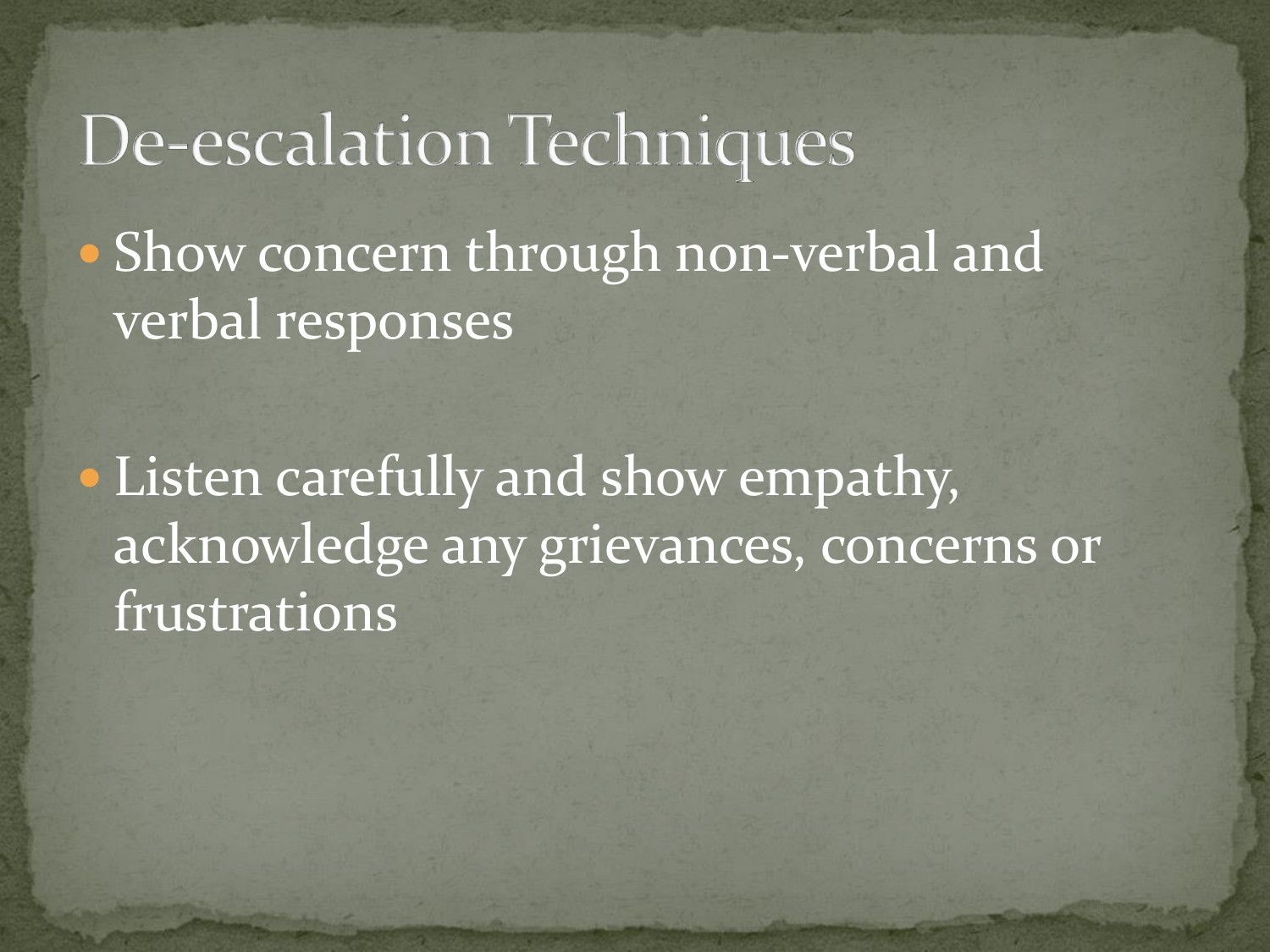# De-escalation Techniques

- Show concern through non-verbal and verbal responses

- Listen carefully and show empathy, acknowledge any grievances, concerns or frustrations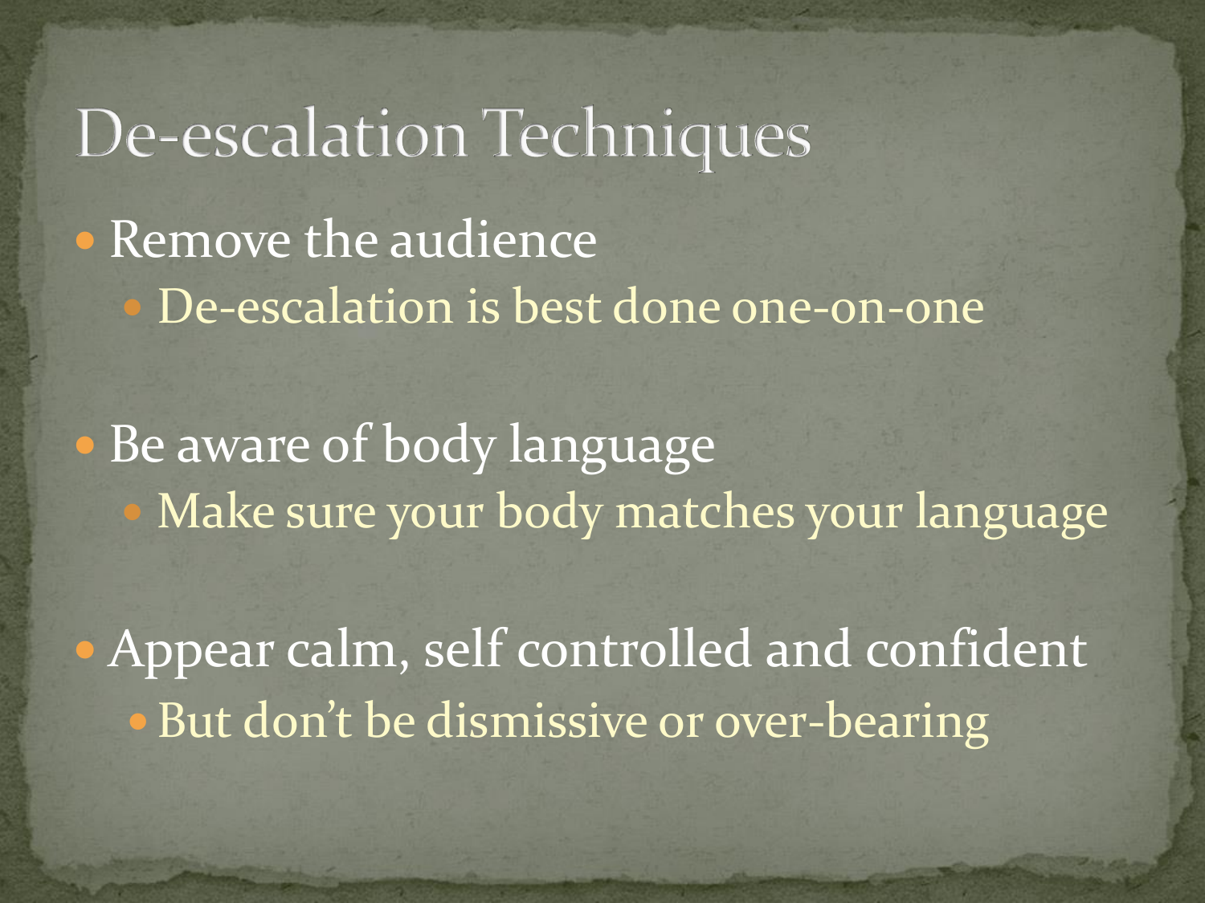# De-escalation Techniques

- Remove the audience
  - De-escalation is best done one-on-one

- Be aware of body language
  - Make sure your body matches your language

- Appear calm, self controlled and confident
  - But don't be dismissive or over-bearing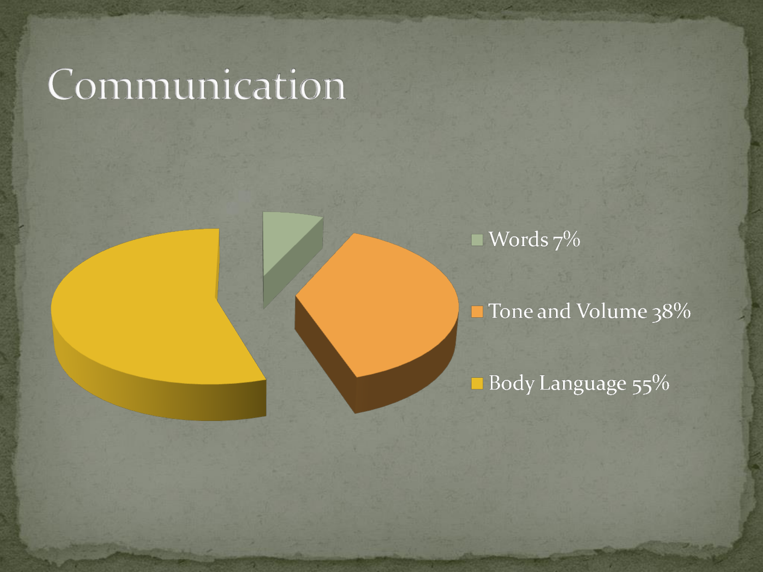# Communication

- Words 7%
- Tone and Volume 38%
- Body Language 55%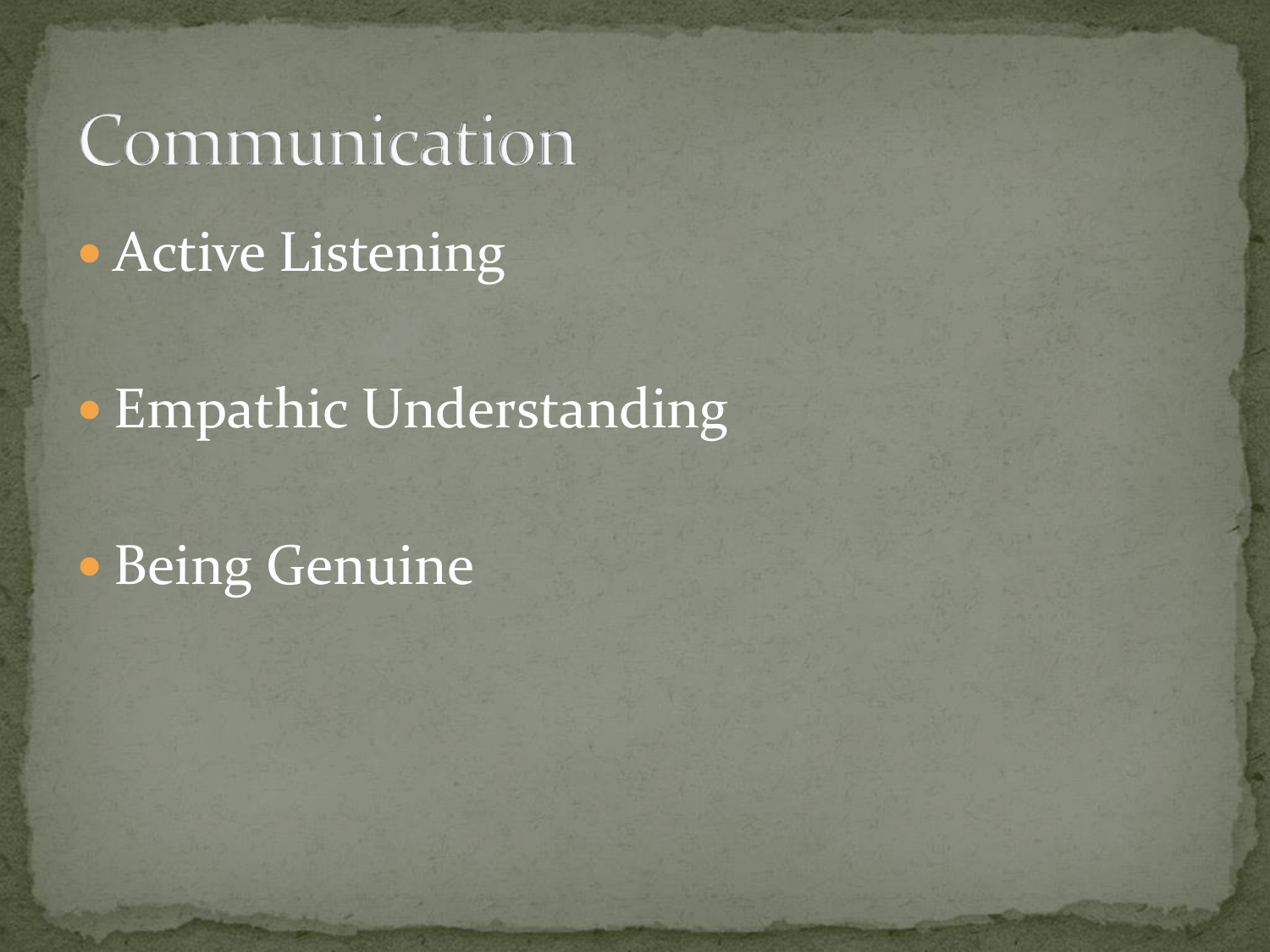# Communication

- Active Listening
- Empathic Understanding
- Being Genuine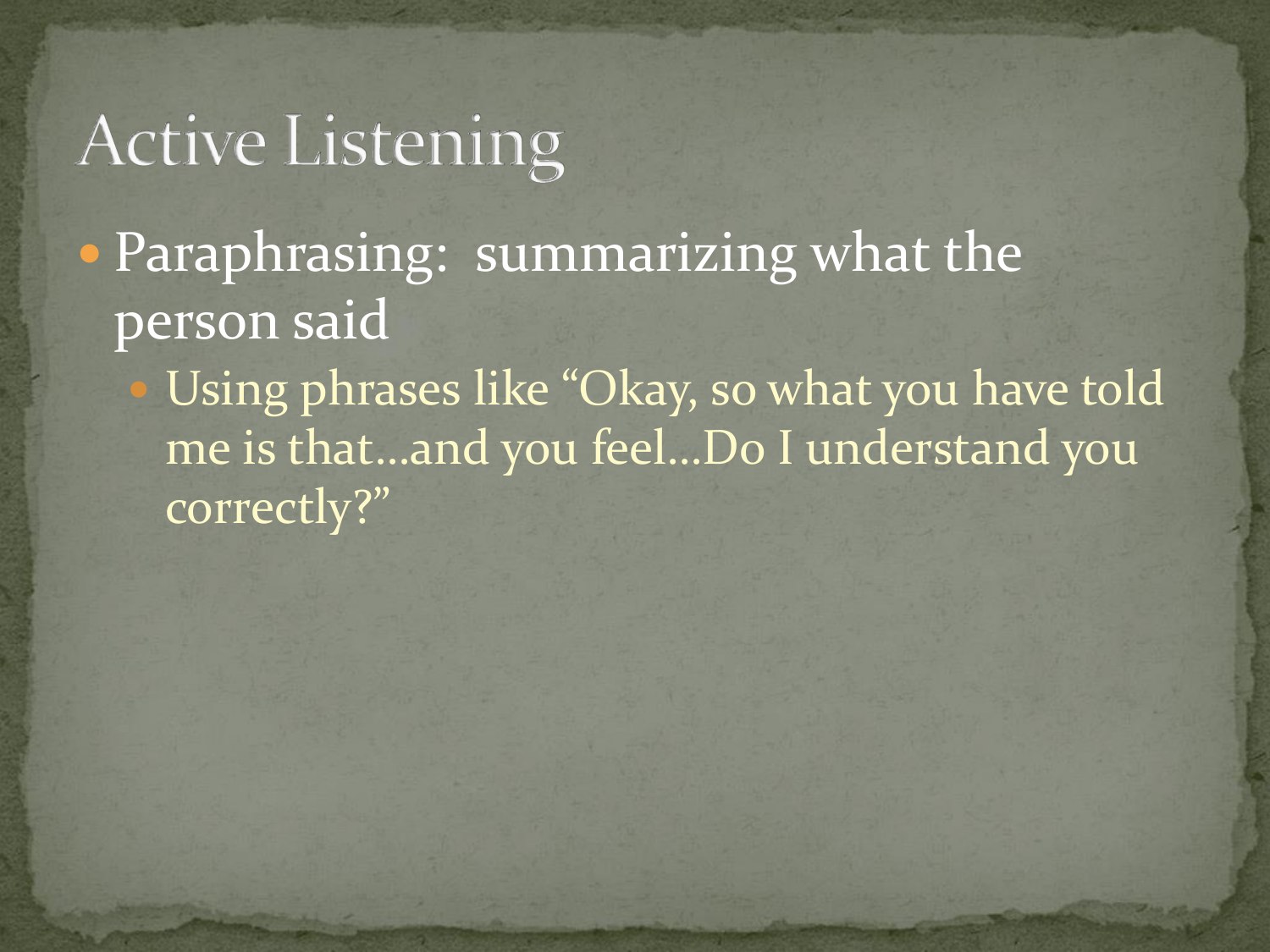# Active Listening

- Paraphrasing: summarizing what the person said
  - Using phrases like "Okay, so what you have told me is that…and you feel…Do I understand you correctly?"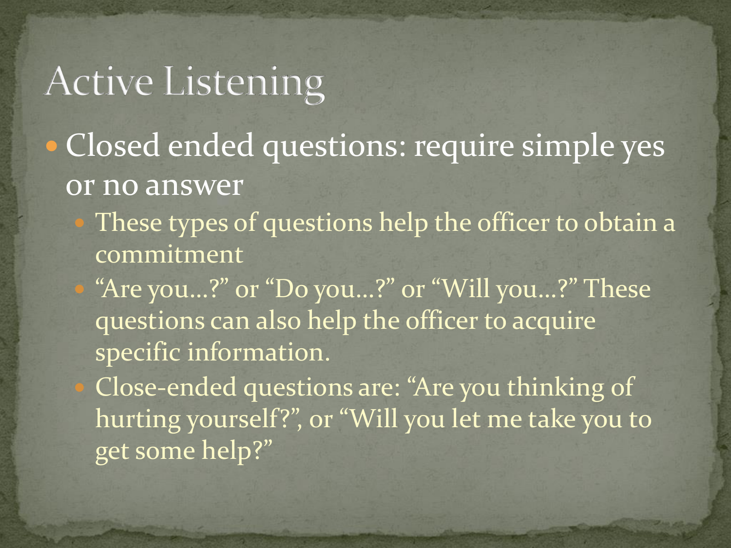# Active Listening

- Closed ended questions: require simple yes or no answer
  - These types of questions help the officer to obtain a commitment
  - “Are you…?” or “Do you…?” or “Will you…?” These questions can also help the officer to acquire specific information.
  - Close-ended questions are: “Are you thinking of hurting yourself?”, or “Will you let me take you to get some help?”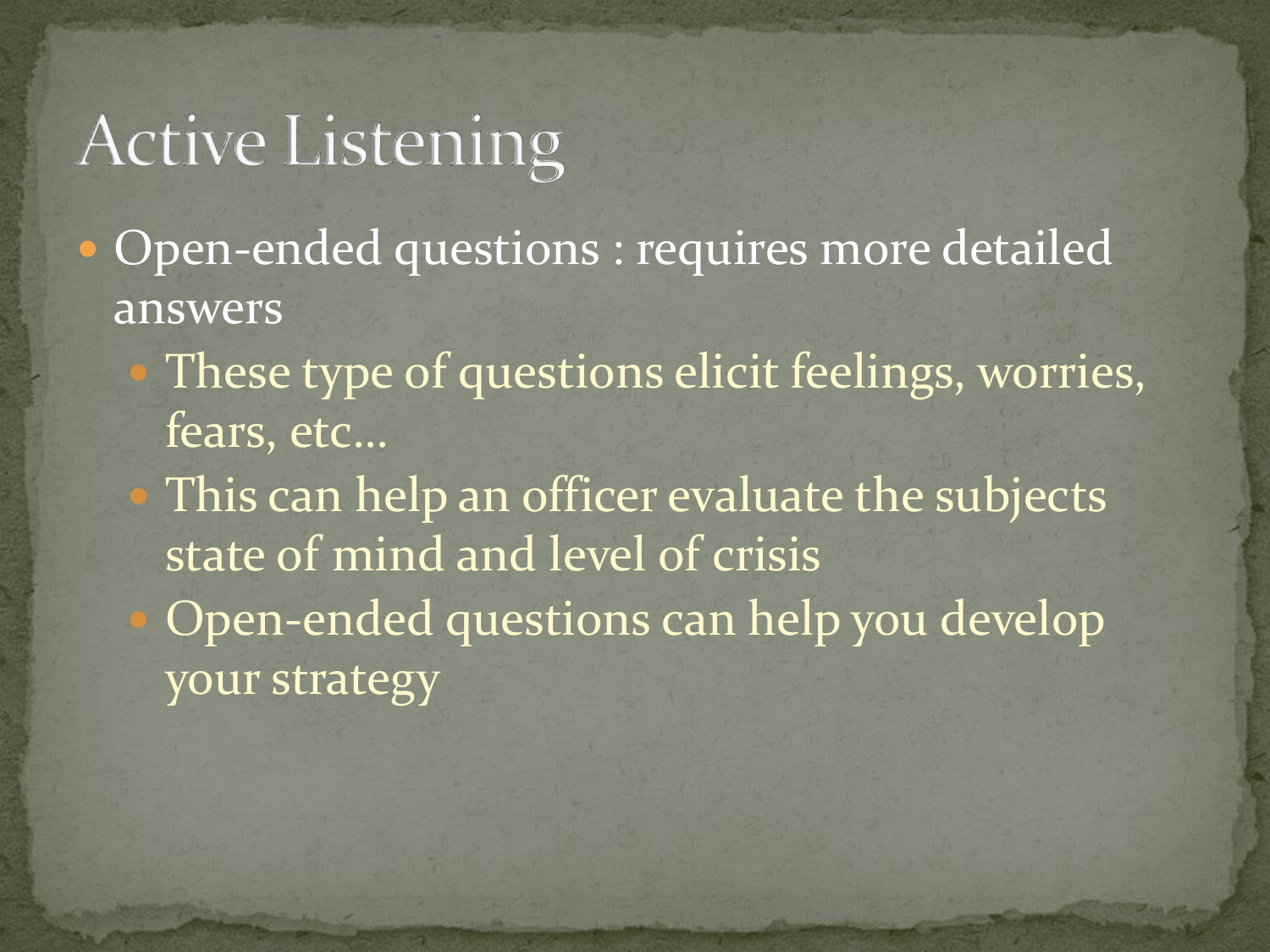# Active Listening

- Open-ended questions : requires more detailed answers
  - These type of questions elicit feelings, worries, fears, etc…
  - This can help an officer evaluate the subjects state of mind and level of crisis
  - Open-ended questions can help you develop your strategy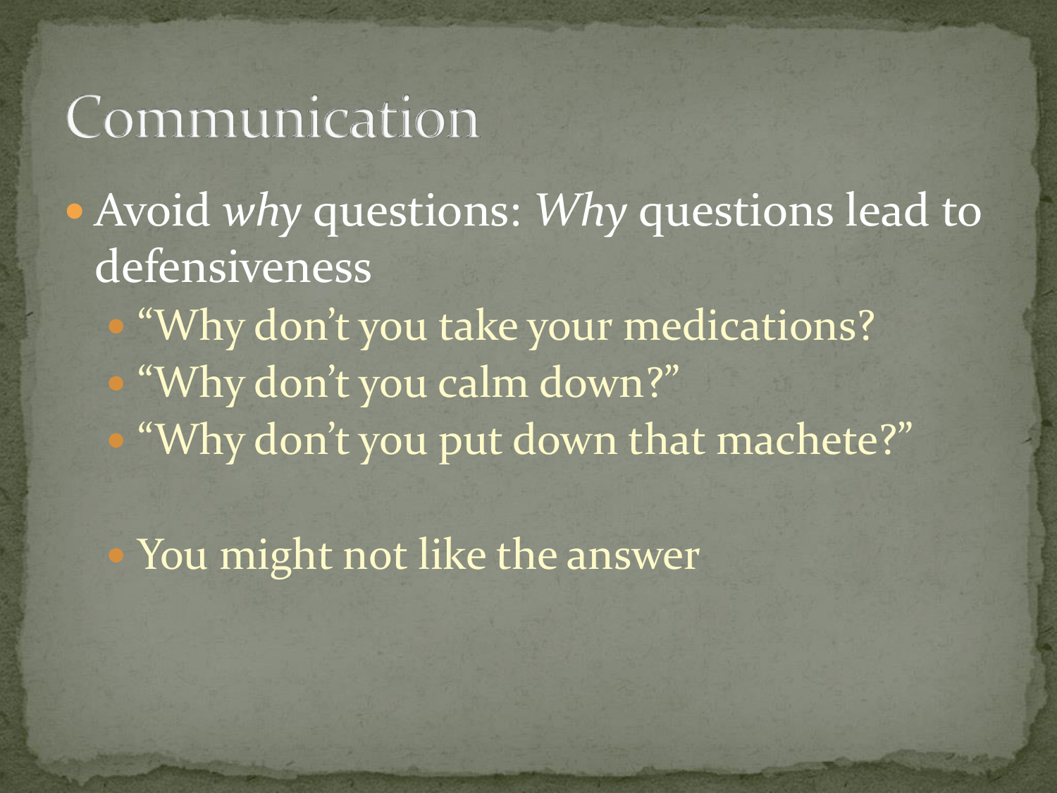# Communication

- Avoid *why* questions: *Why* questions lead to defensiveness
  - "Why don't you take your medications?
  - "Why don't you calm down?"
  - "Why don't you put down that machete?"

  - You might not like the answer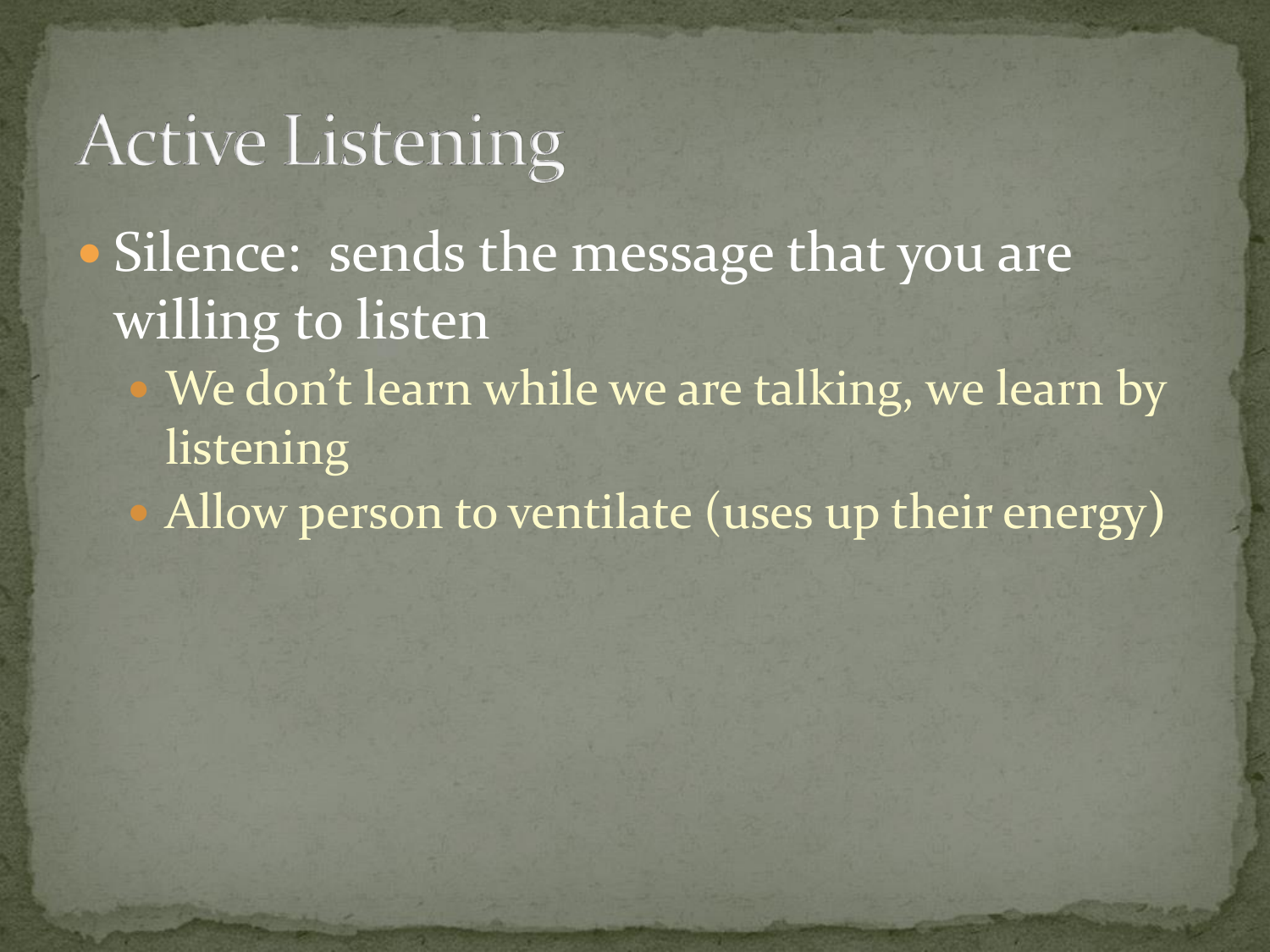# Active Listening

- Silence: sends the message that you are willing to listen
  - We don't learn while we are talking, we learn by listening
  - Allow person to ventilate (uses up their energy)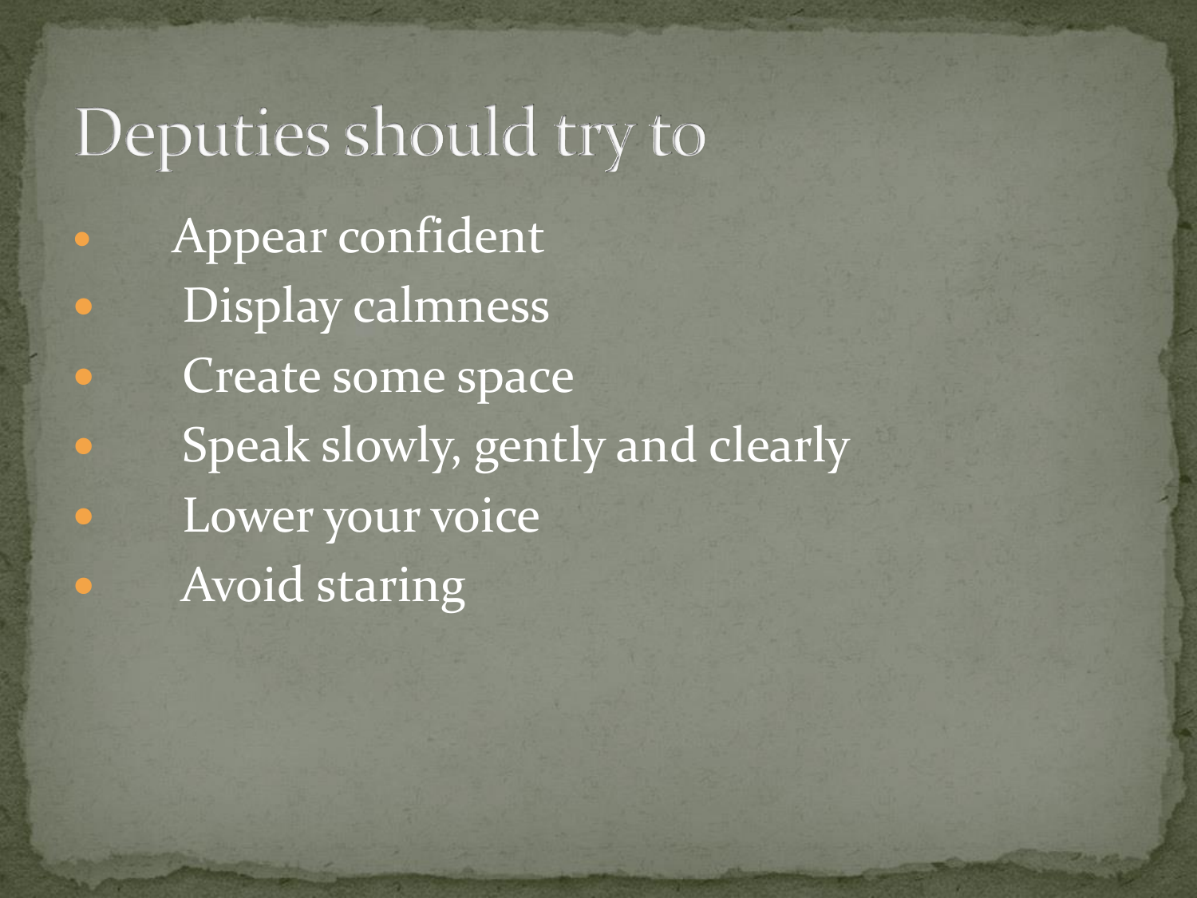# Deputies should try to

- Appear confident
- Display calmness
- Create some space
- Speak slowly, gently and clearly
- Lower your voice
- Avoid staring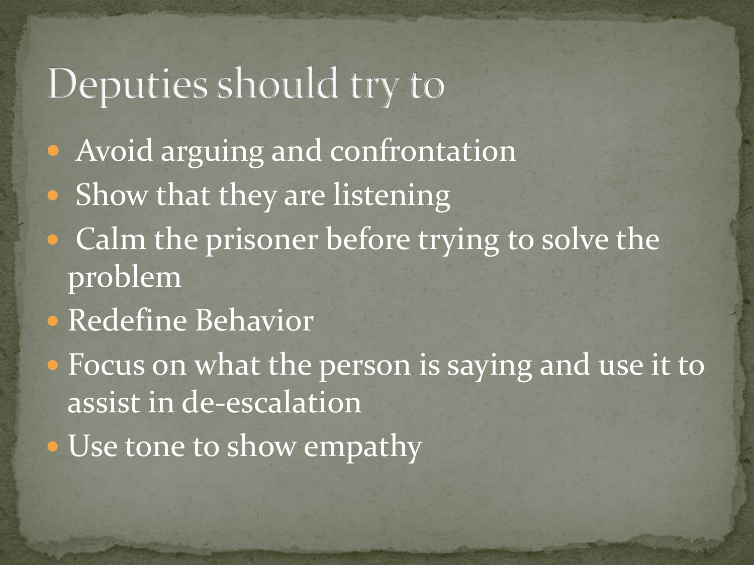# Deputies should try to

- Avoid arguing and confrontation
- Show that they are listening
- Calm the prisoner before trying to solve the problem
- Redefine Behavior
- Focus on what the person is saying and use it to assist in de-escalation
- Use tone to show empathy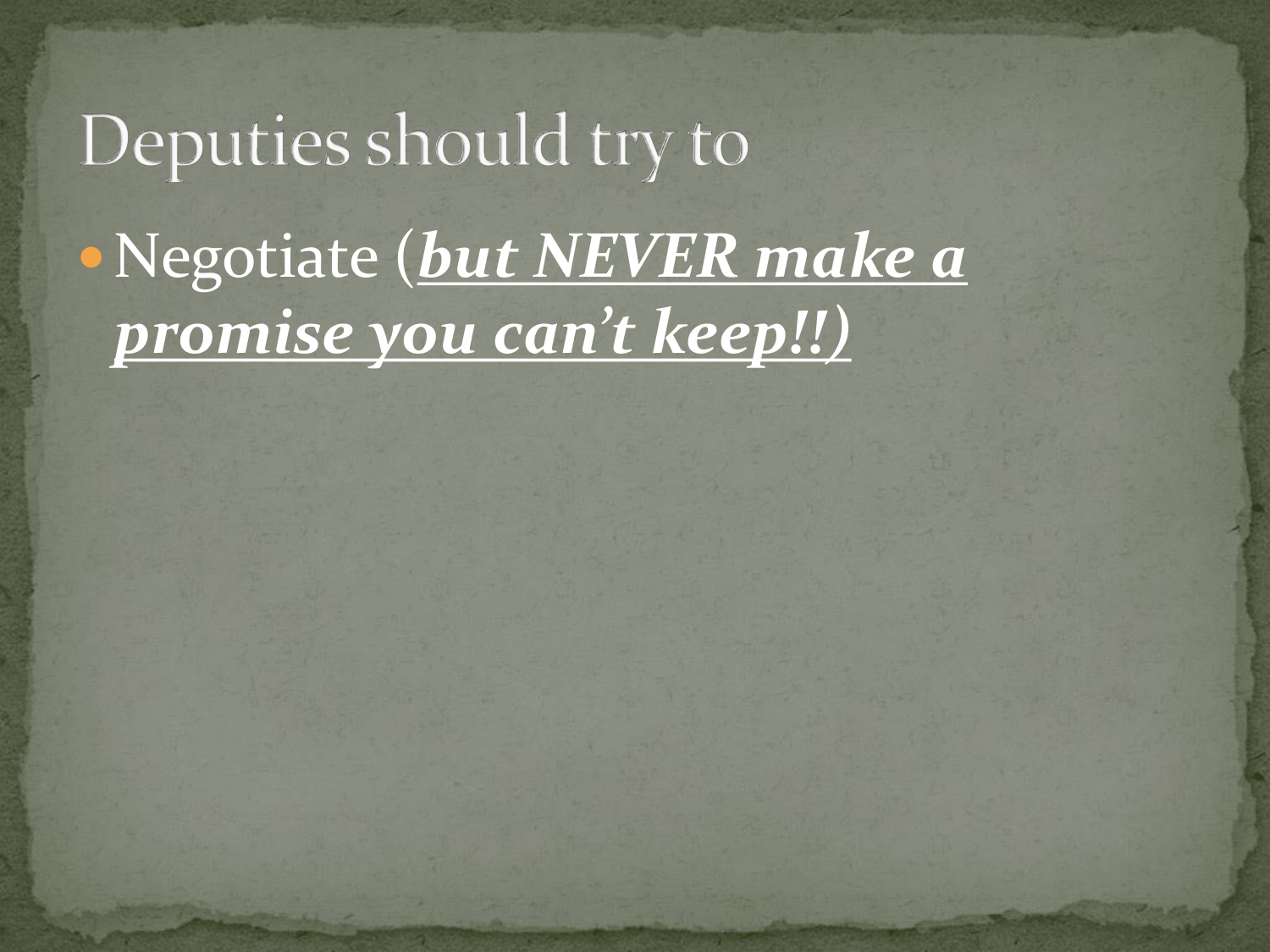# Deputies should try to

- Negotiate (***<u>but NEVER make a promise you can't keep!!</u>***)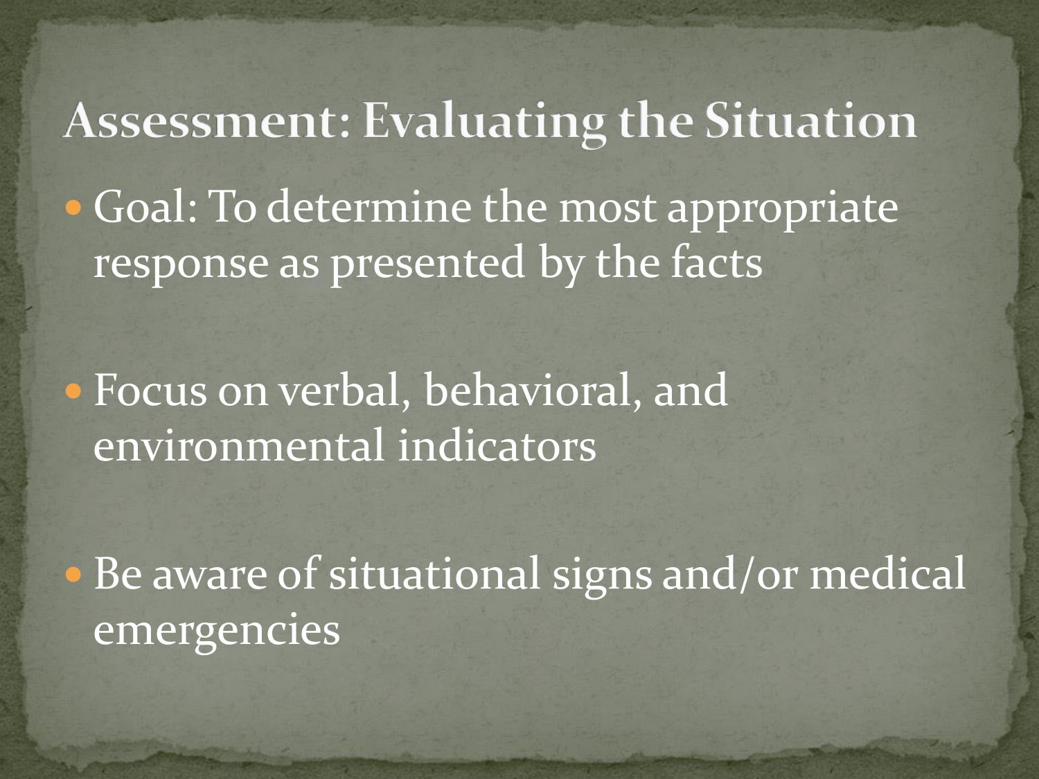# Assessment: Evaluating the Situation

- Goal: To determine the most appropriate response as presented by the facts
- Focus on verbal, behavioral, and environmental indicators
- Be aware of situational signs and/or medical emergencies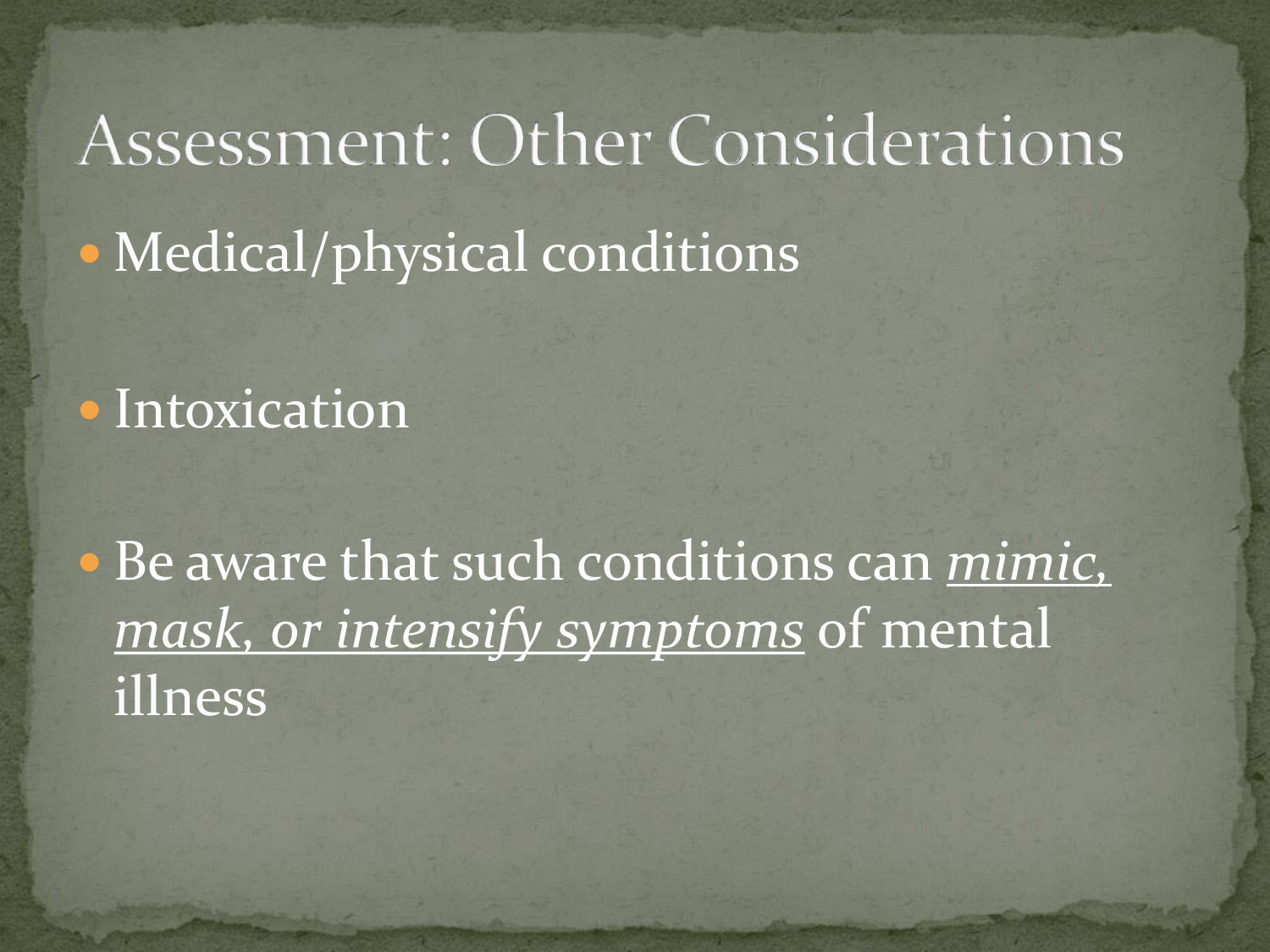# Assessment: Other Considerations

- Medical/physical conditions
- Intoxication
- Be aware that such conditions can <u>*mimic, mask, or intensify symptoms*</u> of mental illness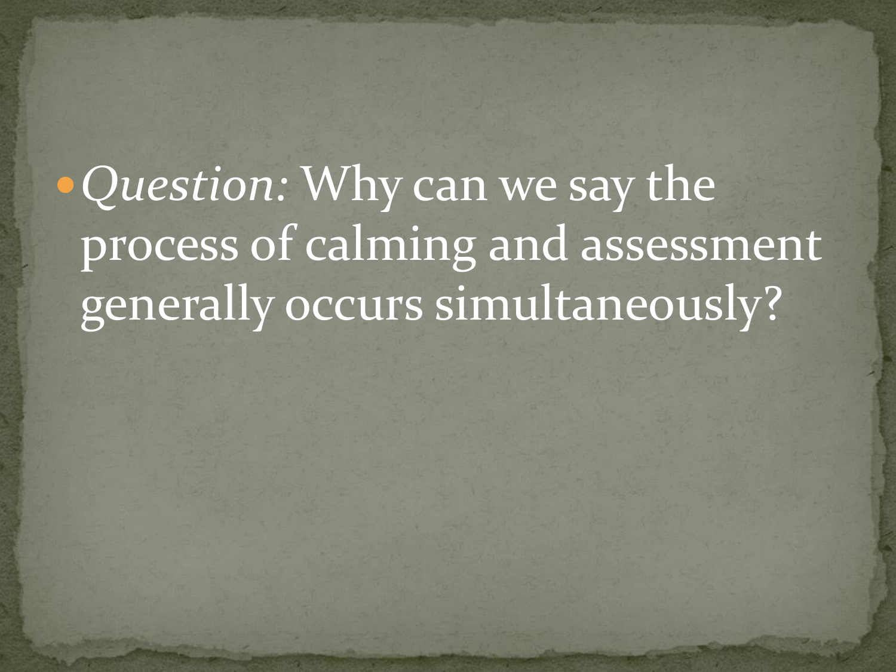- *Question:* Why can we say the process of calming and assessment generally occurs simultaneously?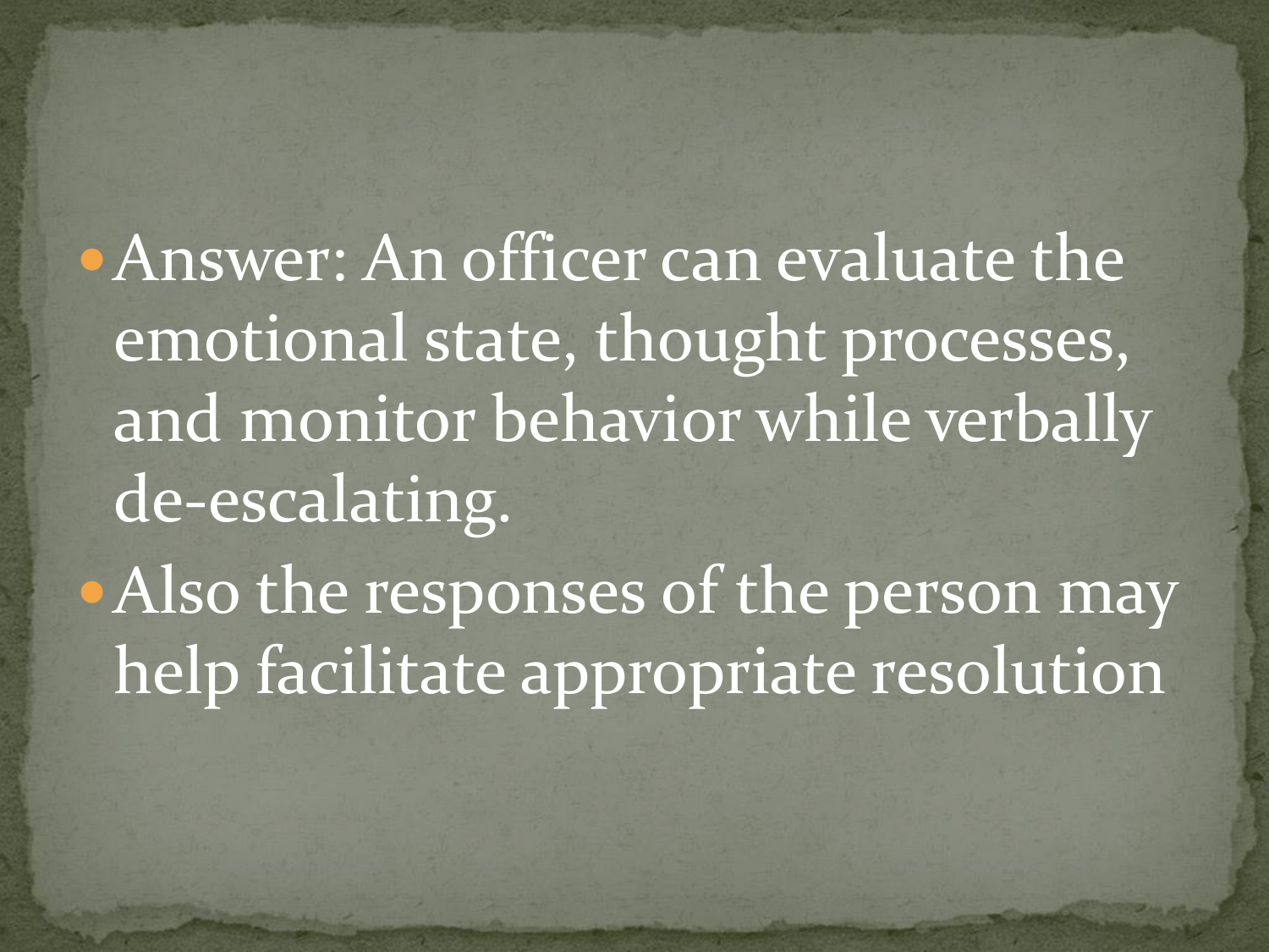- Answer: An officer can evaluate the emotional state, thought processes, and monitor behavior while verbally de-escalating.
- Also the responses of the person may help facilitate appropriate resolution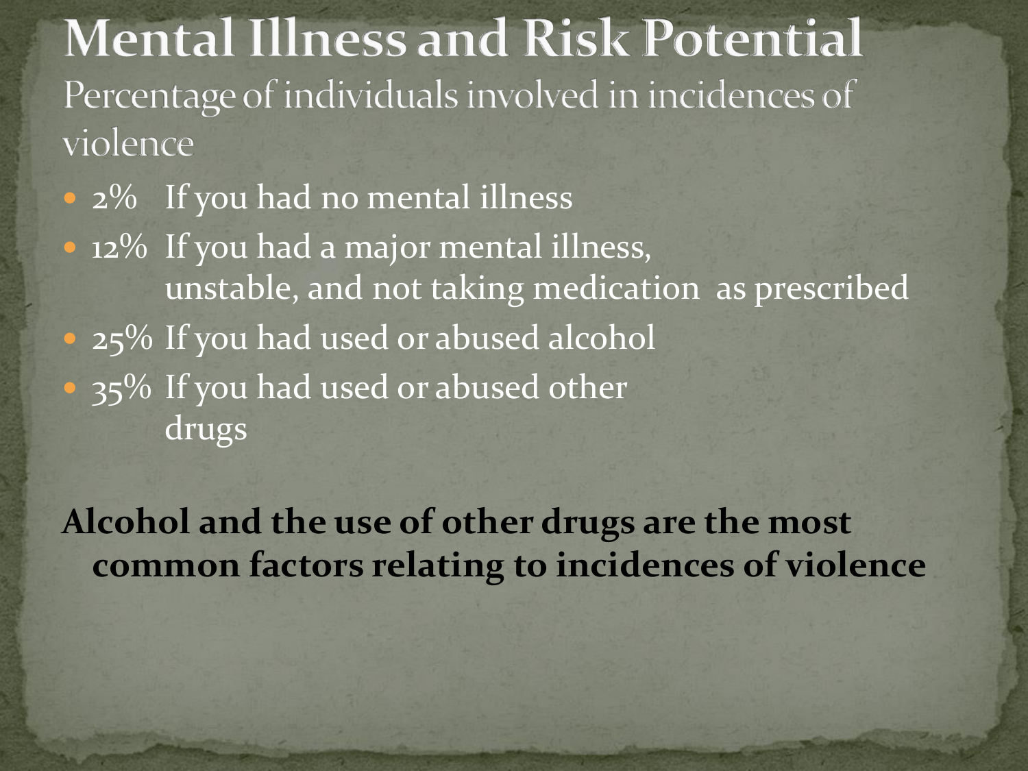# Mental Illness and Risk Potential

Percentage of individuals involved in incidences of violence

- 2% If you had no mental illness
- 12% If you had a major mental illness, unstable, and not taking medication as prescribed
- 25% If you had used or abused alcohol
- 35% If you had used or abused other drugs

**Alcohol and the use of other drugs are the most common factors relating to incidences of violence**